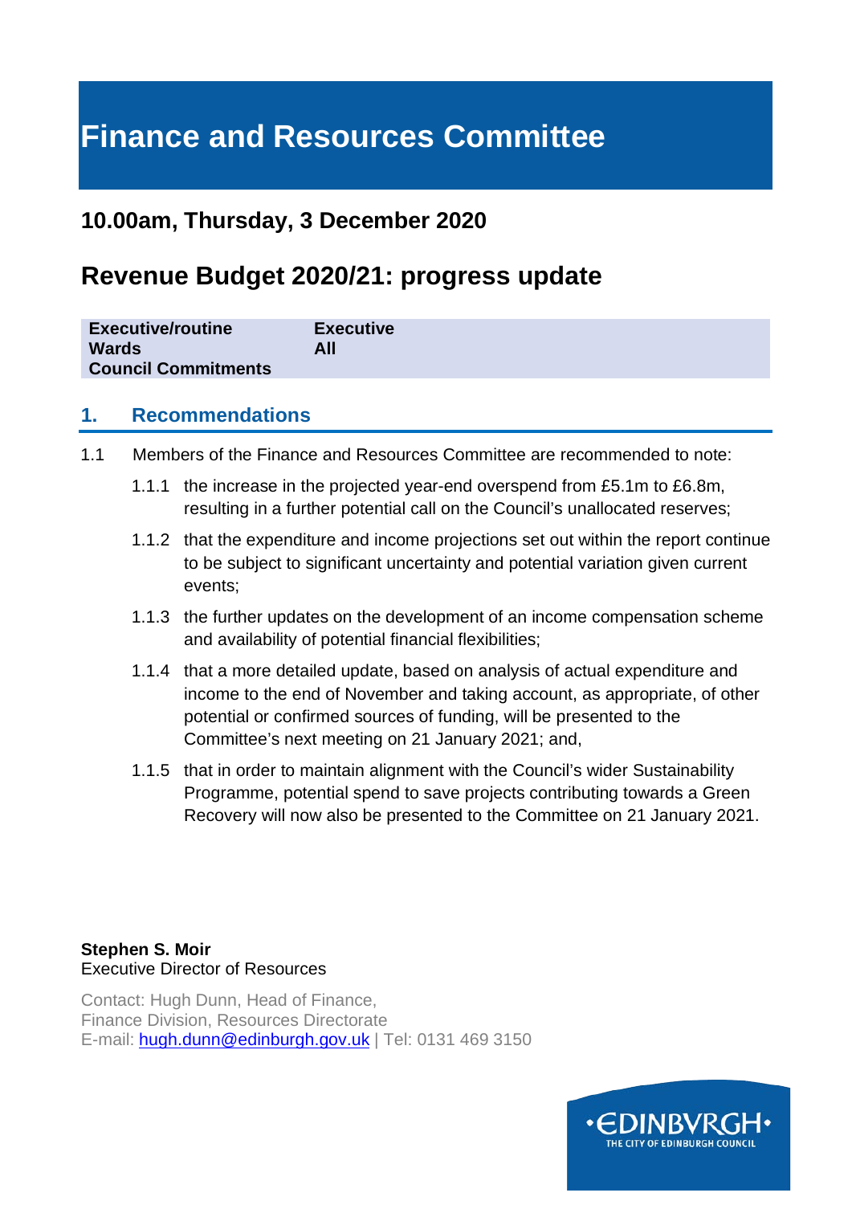# Finance and Resources Committee

## 10.00am, Thursday, 3 December 2020

# Revenue Budget 2020/21: progress update

| | |
|---|---|
| **Executive/routine** | **Executive** |
| **Wards** | **All** |
| **Council Commitments** | |

## 1. Recommendations

1.1 Members of the Finance and Resources Committee are recommended to note:

1.1.1 the increase in the projected year-end overspend from £5.1m to £6.8m, resulting in a further potential call on the Council's unallocated reserves;

1.1.2 that the expenditure and income projections set out within the report continue to be subject to significant uncertainty and potential variation given current events;

1.1.3 the further updates on the development of an income compensation scheme and availability of potential financial flexibilities;

1.1.4 that a more detailed update, based on analysis of actual expenditure and income to the end of November and taking account, as appropriate, of other potential or confirmed sources of funding, will be presented to the Committee's next meeting on 21 January 2021; and,

1.1.5 that in order to maintain alignment with the Council's wider Sustainability Programme, potential spend to save projects contributing towards a Green Recovery will now also be presented to the Committee on 21 January 2021.

**Stephen S. Moir**
Executive Director of Resources

Contact: Hugh Dunn, Head of Finance,
Finance Division, Resources Directorate
E-mail: hugh.dunn@edinburgh.gov.uk | Tel: 0131 469 3150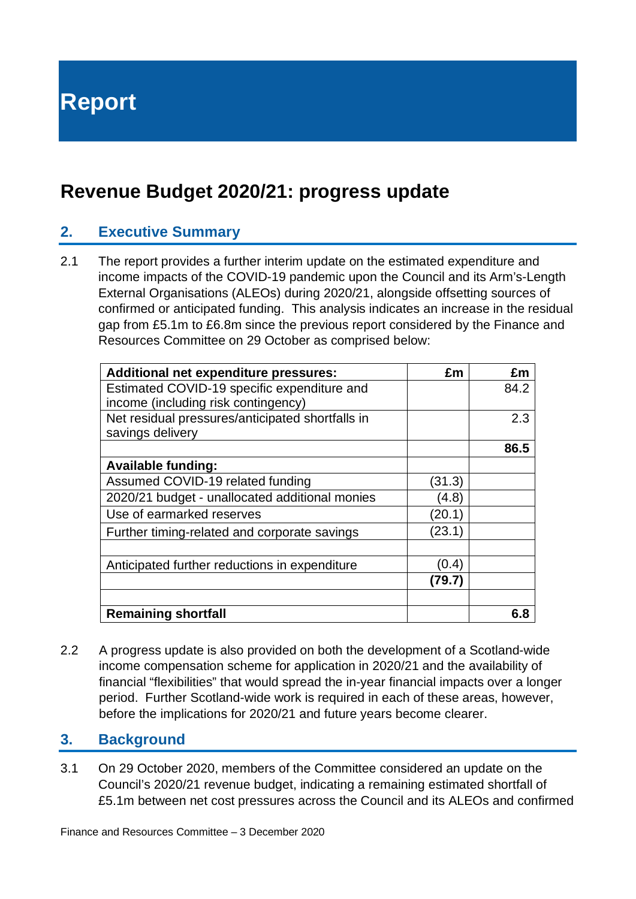# Report

# Revenue Budget 2020/21: progress update

## 2. Executive Summary

2.1 The report provides a further interim update on the estimated expenditure and income impacts of the COVID-19 pandemic upon the Council and its Arm's-Length External Organisations (ALEOs) during 2020/21, alongside offsetting sources of confirmed or anticipated funding. This analysis indicates an increase in the residual gap from £5.1m to £6.8m since the previous report considered by the Finance and Resources Committee on 29 October as comprised below:

| **Additional net expenditure pressures:** | **£m** | **£m** |
|---|---|---|
| Estimated COVID-19 specific expenditure and income (including risk contingency) | | 84.2 |
| Net residual pressures/anticipated shortfalls in savings delivery | | 2.3 |
| | | **86.5** |
| **Available funding:** | | |
| Assumed COVID-19 related funding | (31.3) | |
| 2020/21 budget - unallocated additional monies | (4.8) | |
| Use of earmarked reserves | (20.1) | |
| Further timing-related and corporate savings | (23.1) | |
| | | |
| Anticipated further reductions in expenditure | (0.4) | |
| | **(79.7)** | |
| | | |
| **Remaining shortfall** | | **6.8** |

2.2 A progress update is also provided on both the development of a Scotland-wide income compensation scheme for application in 2020/21 and the availability of financial "flexibilities" that would spread the in-year financial impacts over a longer period. Further Scotland-wide work is required in each of these areas, however, before the implications for 2020/21 and future years become clearer.

## 3. Background

3.1 On 29 October 2020, members of the Committee considered an update on the Council's 2020/21 revenue budget, indicating a remaining estimated shortfall of £5.1m between net cost pressures across the Council and its ALEOs and confirmed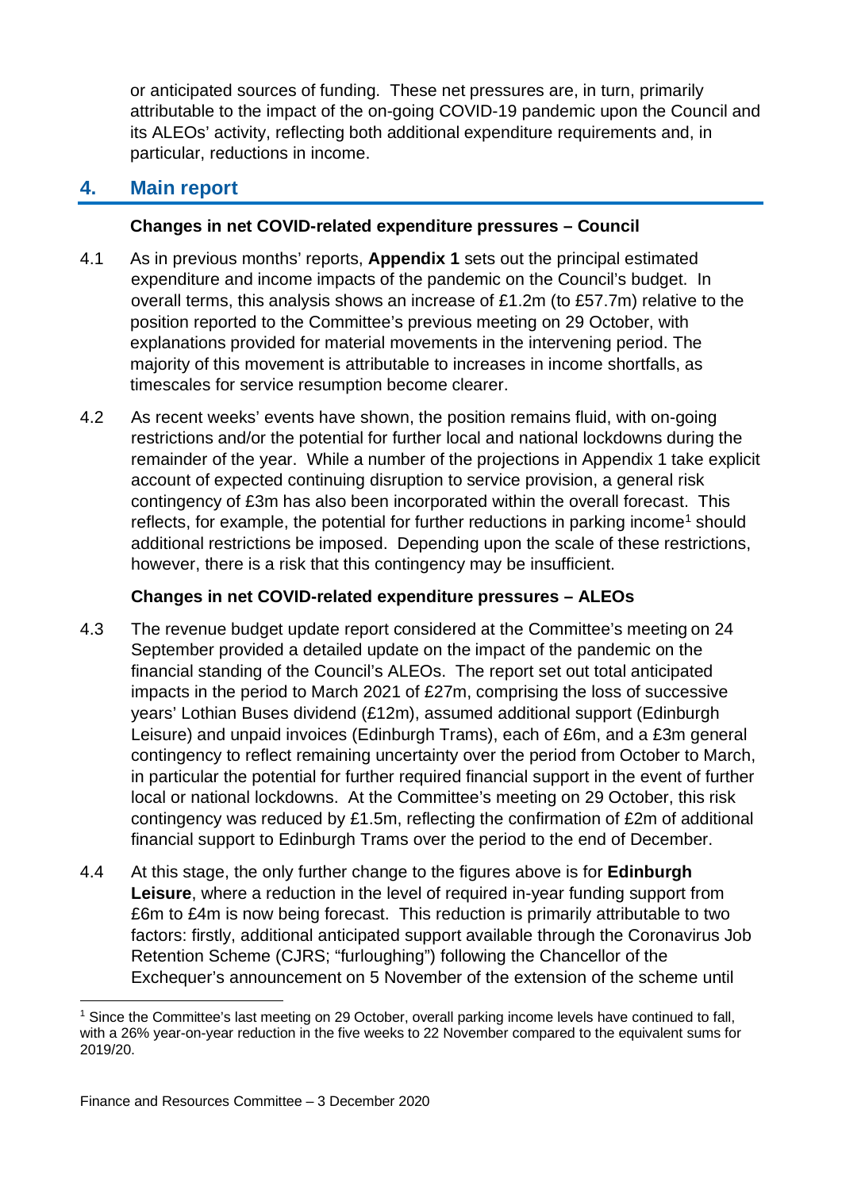or anticipated sources of funding. These net pressures are, in turn, primarily attributable to the impact of the on-going COVID-19 pandemic upon the Council and its ALEOs' activity, reflecting both additional expenditure requirements and, in particular, reductions in income.

## 4. Main report

**Changes in net COVID-related expenditure pressures – Council**

4.1 As in previous months' reports, **Appendix 1** sets out the principal estimated expenditure and income impacts of the pandemic on the Council's budget. In overall terms, this analysis shows an increase of £1.2m (to £57.7m) relative to the position reported to the Committee's previous meeting on 29 October, with explanations provided for material movements in the intervening period. The majority of this movement is attributable to increases in income shortfalls, as timescales for service resumption become clearer.

4.2 As recent weeks' events have shown, the position remains fluid, with on-going restrictions and/or the potential for further local and national lockdowns during the remainder of the year. While a number of the projections in Appendix 1 take explicit account of expected continuing disruption to service provision, a general risk contingency of £3m has also been incorporated within the overall forecast. This reflects, for example, the potential for further reductions in parking income[1] should additional restrictions be imposed. Depending upon the scale of these restrictions, however, there is a risk that this contingency may be insufficient.

**Changes in net COVID-related expenditure pressures – ALEOs**

4.3 The revenue budget update report considered at the Committee's meeting on 24 September provided a detailed update on the impact of the pandemic on the financial standing of the Council's ALEOs. The report set out total anticipated impacts in the period to March 2021 of £27m, comprising the loss of successive years' Lothian Buses dividend (£12m), assumed additional support (Edinburgh Leisure) and unpaid invoices (Edinburgh Trams), each of £6m, and a £3m general contingency to reflect remaining uncertainty over the period from October to March, in particular the potential for further required financial support in the event of further local or national lockdowns. At the Committee's meeting on 29 October, this risk contingency was reduced by £1.5m, reflecting the confirmation of £2m of additional financial support to Edinburgh Trams over the period to the end of December.

4.4 At this stage, the only further change to the figures above is for **Edinburgh Leisure**, where a reduction in the level of required in-year funding support from £6m to £4m is now being forecast. This reduction is primarily attributable to two factors: firstly, additional anticipated support available through the Coronavirus Job Retention Scheme (CJRS; "furloughing") following the Chancellor of the Exchequer's announcement on 5 November of the extension of the scheme until

[1] Since the Committee's last meeting on 29 October, overall parking income levels have continued to fall, with a 26% year-on-year reduction in the five weeks to 22 November compared to the equivalent sums for 2019/20.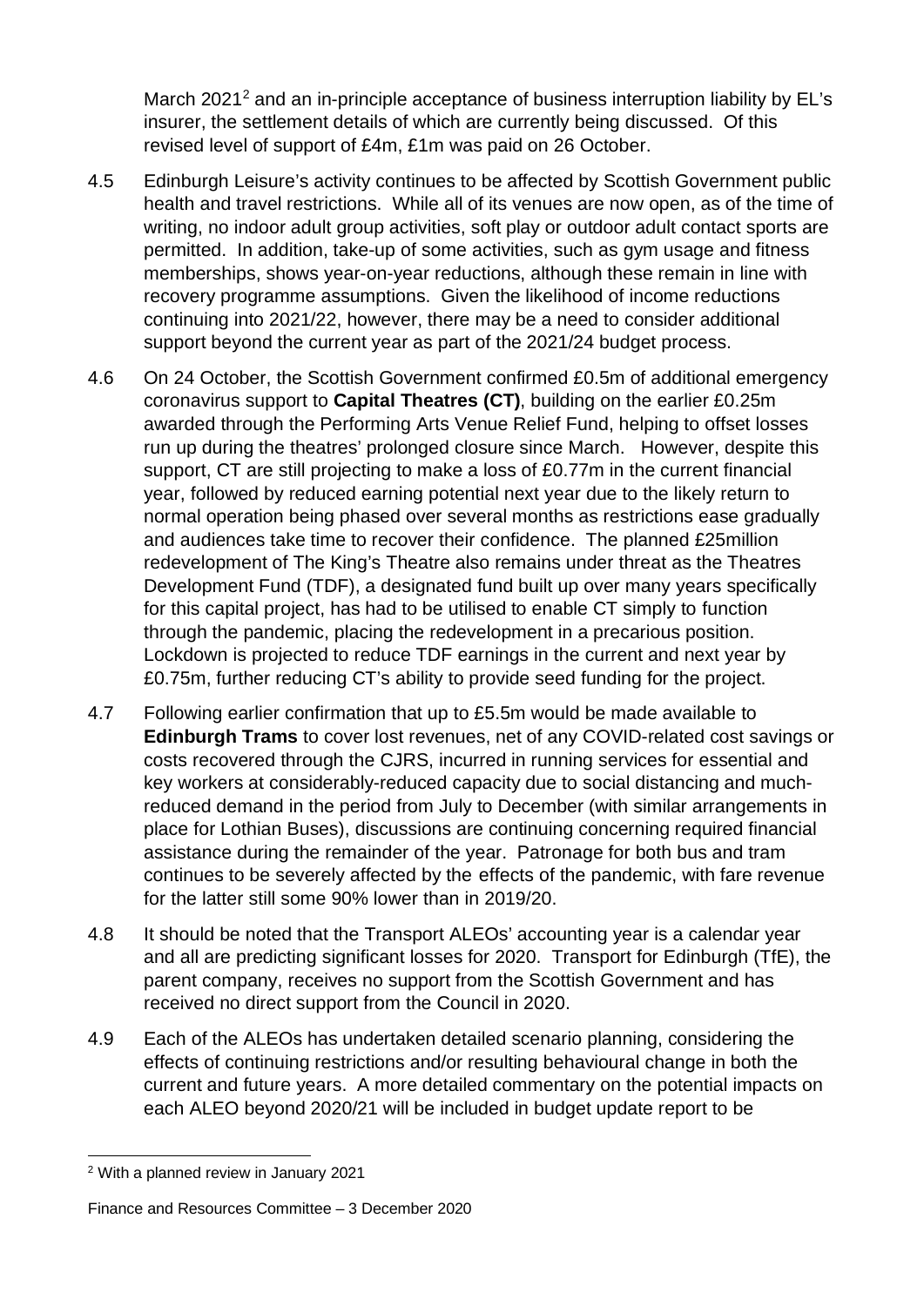March 2021[2] and an in-principle acceptance of business interruption liability by EL's insurer, the settlement details of which are currently being discussed. Of this revised level of support of £4m, £1m was paid on 26 October.

4.5 Edinburgh Leisure's activity continues to be affected by Scottish Government public health and travel restrictions. While all of its venues are now open, as of the time of writing, no indoor adult group activities, soft play or outdoor adult contact sports are permitted. In addition, take-up of some activities, such as gym usage and fitness memberships, shows year-on-year reductions, although these remain in line with recovery programme assumptions. Given the likelihood of income reductions continuing into 2021/22, however, there may be a need to consider additional support beyond the current year as part of the 2021/24 budget process.

4.6 On 24 October, the Scottish Government confirmed £0.5m of additional emergency coronavirus support to **Capital Theatres (CT)**, building on the earlier £0.25m awarded through the Performing Arts Venue Relief Fund, helping to offset losses run up during the theatres' prolonged closure since March. However, despite this support, CT are still projecting to make a loss of £0.77m in the current financial year, followed by reduced earning potential next year due to the likely return to normal operation being phased over several months as restrictions ease gradually and audiences take time to recover their confidence. The planned £25million redevelopment of The King's Theatre also remains under threat as the Theatres Development Fund (TDF), a designated fund built up over many years specifically for this capital project, has had to be utilised to enable CT simply to function through the pandemic, placing the redevelopment in a precarious position. Lockdown is projected to reduce TDF earnings in the current and next year by £0.75m, further reducing CT's ability to provide seed funding for the project.

4.7 Following earlier confirmation that up to £5.5m would be made available to **Edinburgh Trams** to cover lost revenues, net of any COVID-related cost savings or costs recovered through the CJRS, incurred in running services for essential and key workers at considerably-reduced capacity due to social distancing and much-reduced demand in the period from July to December (with similar arrangements in place for Lothian Buses), discussions are continuing concerning required financial assistance during the remainder of the year. Patronage for both bus and tram continues to be severely affected by the effects of the pandemic, with fare revenue for the latter still some 90% lower than in 2019/20.

4.8 It should be noted that the Transport ALEOs' accounting year is a calendar year and all are predicting significant losses for 2020. Transport for Edinburgh (TfE), the parent company, receives no support from the Scottish Government and has received no direct support from the Council in 2020.

4.9 Each of the ALEOs has undertaken detailed scenario planning, considering the effects of continuing restrictions and/or resulting behavioural change in both the current and future years. A more detailed commentary on the potential impacts on each ALEO beyond 2020/21 will be included in budget update report to be

[2] With a planned review in January 2021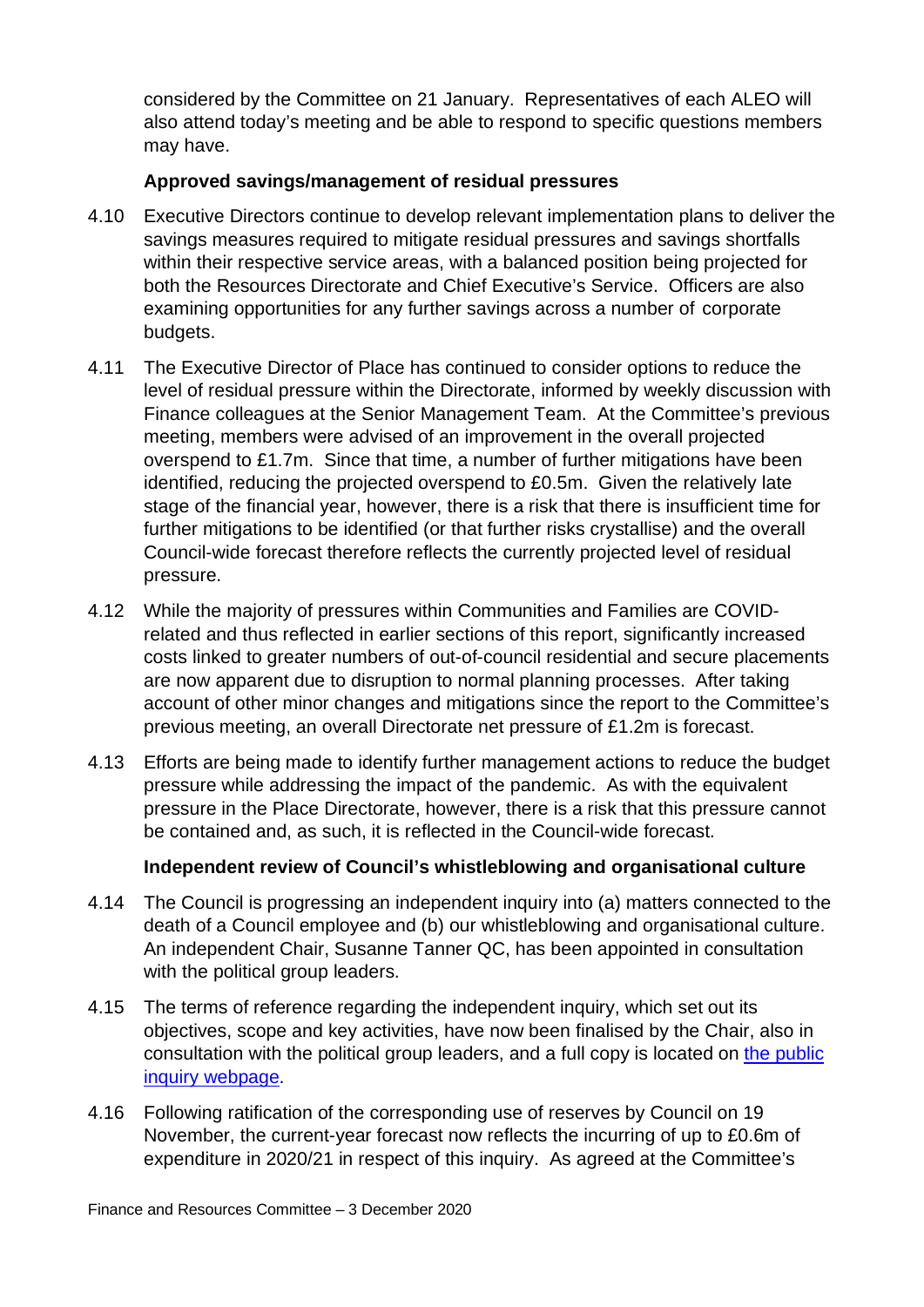considered by the Committee on 21 January. Representatives of each ALEO will also attend today's meeting and be able to respond to specific questions members may have.

**Approved savings/management of residual pressures**

4.10 Executive Directors continue to develop relevant implementation plans to deliver the savings measures required to mitigate residual pressures and savings shortfalls within their respective service areas, with a balanced position being projected for both the Resources Directorate and Chief Executive's Service. Officers are also examining opportunities for any further savings across a number of corporate budgets.

4.11 The Executive Director of Place has continued to consider options to reduce the level of residual pressure within the Directorate, informed by weekly discussion with Finance colleagues at the Senior Management Team. At the Committee's previous meeting, members were advised of an improvement in the overall projected overspend to £1.7m. Since that time, a number of further mitigations have been identified, reducing the projected overspend to £0.5m. Given the relatively late stage of the financial year, however, there is a risk that there is insufficient time for further mitigations to be identified (or that further risks crystallise) and the overall Council-wide forecast therefore reflects the currently projected level of residual pressure.

4.12 While the majority of pressures within Communities and Families are COVID-related and thus reflected in earlier sections of this report, significantly increased costs linked to greater numbers of out-of-council residential and secure placements are now apparent due to disruption to normal planning processes. After taking account of other minor changes and mitigations since the report to the Committee's previous meeting, an overall Directorate net pressure of £1.2m is forecast.

4.13 Efforts are being made to identify further management actions to reduce the budget pressure while addressing the impact of the pandemic. As with the equivalent pressure in the Place Directorate, however, there is a risk that this pressure cannot be contained and, as such, it is reflected in the Council-wide forecast.

**Independent review of Council's whistleblowing and organisational culture**

4.14 The Council is progressing an independent inquiry into (a) matters connected to the death of a Council employee and (b) our whistleblowing and organisational culture. An independent Chair, Susanne Tanner QC, has been appointed in consultation with the political group leaders.

4.15 The terms of reference regarding the independent inquiry, which set out its objectives, scope and key activities, have now been finalised by the Chair, also in consultation with the political group leaders, and a full copy is located on the public inquiry webpage.

4.16 Following ratification of the corresponding use of reserves by Council on 19 November, the current-year forecast now reflects the incurring of up to £0.6m of expenditure in 2020/21 in respect of this inquiry. As agreed at the Committee's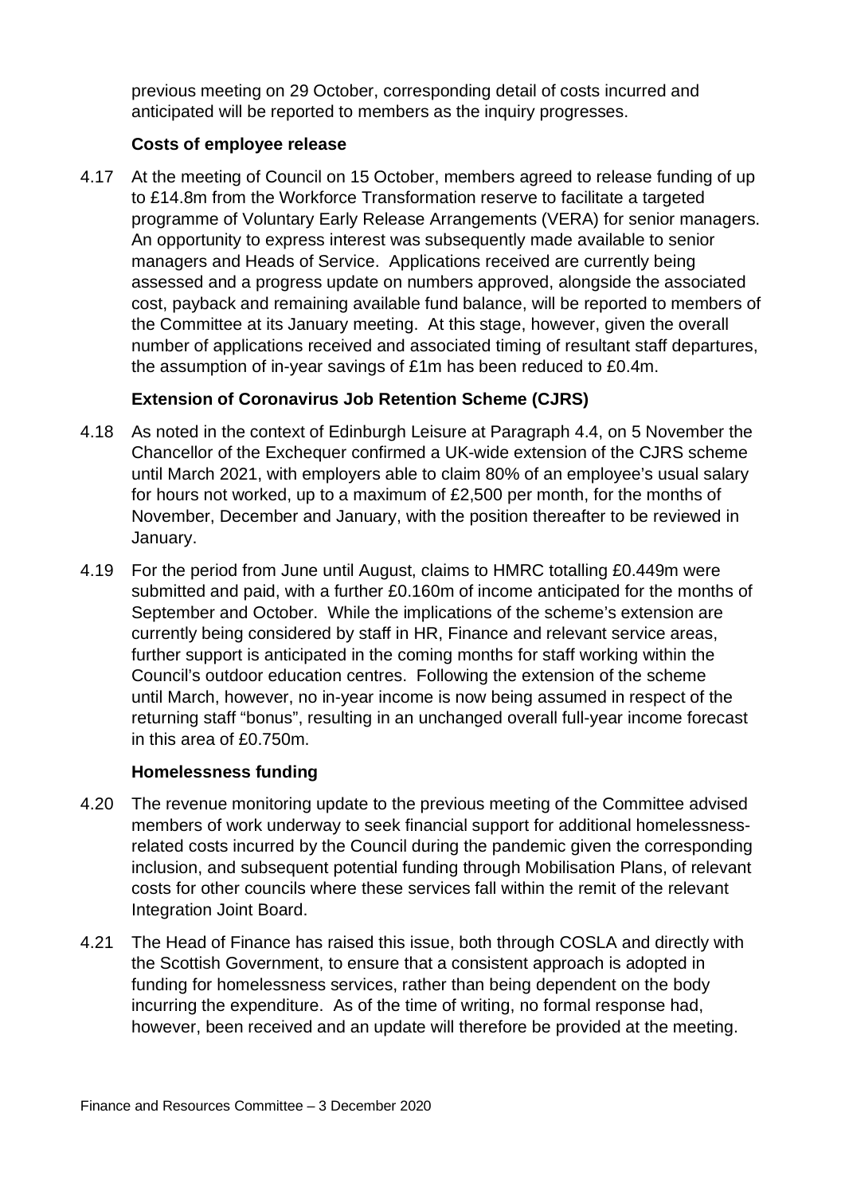previous meeting on 29 October, corresponding detail of costs incurred and anticipated will be reported to members as the inquiry progresses.

**Costs of employee release**

4.17 At the meeting of Council on 15 October, members agreed to release funding of up to £14.8m from the Workforce Transformation reserve to facilitate a targeted programme of Voluntary Early Release Arrangements (VERA) for senior managers. An opportunity to express interest was subsequently made available to senior managers and Heads of Service. Applications received are currently being assessed and a progress update on numbers approved, alongside the associated cost, payback and remaining available fund balance, will be reported to members of the Committee at its January meeting. At this stage, however, given the overall number of applications received and associated timing of resultant staff departures, the assumption of in-year savings of £1m has been reduced to £0.4m.

**Extension of Coronavirus Job Retention Scheme (CJRS)**

4.18 As noted in the context of Edinburgh Leisure at Paragraph 4.4, on 5 November the Chancellor of the Exchequer confirmed a UK-wide extension of the CJRS scheme until March 2021, with employers able to claim 80% of an employee's usual salary for hours not worked, up to a maximum of £2,500 per month, for the months of November, December and January, with the position thereafter to be reviewed in January.

4.19 For the period from June until August, claims to HMRC totalling £0.449m were submitted and paid, with a further £0.160m of income anticipated for the months of September and October. While the implications of the scheme's extension are currently being considered by staff in HR, Finance and relevant service areas, further support is anticipated in the coming months for staff working within the Council's outdoor education centres. Following the extension of the scheme until March, however, no in-year income is now being assumed in respect of the returning staff "bonus", resulting in an unchanged overall full-year income forecast in this area of £0.750m.

**Homelessness funding**

4.20 The revenue monitoring update to the previous meeting of the Committee advised members of work underway to seek financial support for additional homelessness-related costs incurred by the Council during the pandemic given the corresponding inclusion, and subsequent potential funding through Mobilisation Plans, of relevant costs for other councils where these services fall within the remit of the relevant Integration Joint Board.

4.21 The Head of Finance has raised this issue, both through COSLA and directly with the Scottish Government, to ensure that a consistent approach is adopted in funding for homelessness services, rather than being dependent on the body incurring the expenditure. As of the time of writing, no formal response had, however, been received and an update will therefore be provided at the meeting.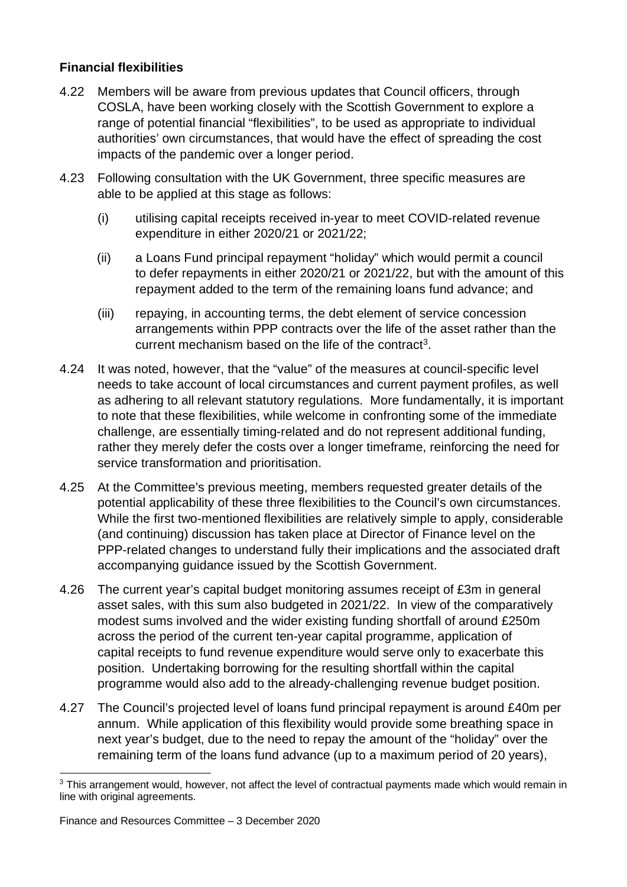**Financial flexibilities**

4.22 Members will be aware from previous updates that Council officers, through COSLA, have been working closely with the Scottish Government to explore a range of potential financial "flexibilities", to be used as appropriate to individual authorities' own circumstances, that would have the effect of spreading the cost impacts of the pandemic over a longer period.

4.23 Following consultation with the UK Government, three specific measures are able to be applied at this stage as follows:

(i) utilising capital receipts received in-year to meet COVID-related revenue expenditure in either 2020/21 or 2021/22;

(ii) a Loans Fund principal repayment "holiday" which would permit a council to defer repayments in either 2020/21 or 2021/22, but with the amount of this repayment added to the term of the remaining loans fund advance; and

(iii) repaying, in accounting terms, the debt element of service concession arrangements within PPP contracts over the life of the asset rather than the current mechanism based on the life of the contract[3].

4.24 It was noted, however, that the "value" of the measures at council-specific level needs to take account of local circumstances and current payment profiles, as well as adhering to all relevant statutory regulations. More fundamentally, it is important to note that these flexibilities, while welcome in confronting some of the immediate challenge, are essentially timing-related and do not represent additional funding, rather they merely defer the costs over a longer timeframe, reinforcing the need for service transformation and prioritisation.

4.25 At the Committee's previous meeting, members requested greater details of the potential applicability of these three flexibilities to the Council's own circumstances. While the first two-mentioned flexibilities are relatively simple to apply, considerable (and continuing) discussion has taken place at Director of Finance level on the PPP-related changes to understand fully their implications and the associated draft accompanying guidance issued by the Scottish Government.

4.26 The current year's capital budget monitoring assumes receipt of £3m in general asset sales, with this sum also budgeted in 2021/22. In view of the comparatively modest sums involved and the wider existing funding shortfall of around £250m across the period of the current ten-year capital programme, application of capital receipts to fund revenue expenditure would serve only to exacerbate this position. Undertaking borrowing for the resulting shortfall within the capital programme would also add to the already-challenging revenue budget position.

4.27 The Council's projected level of loans fund principal repayment is around £40m per annum. While application of this flexibility would provide some breathing space in next year's budget, due to the need to repay the amount of the "holiday" over the remaining term of the loans fund advance (up to a maximum period of 20 years),

[3] This arrangement would, however, not affect the level of contractual payments made which would remain in line with original agreements.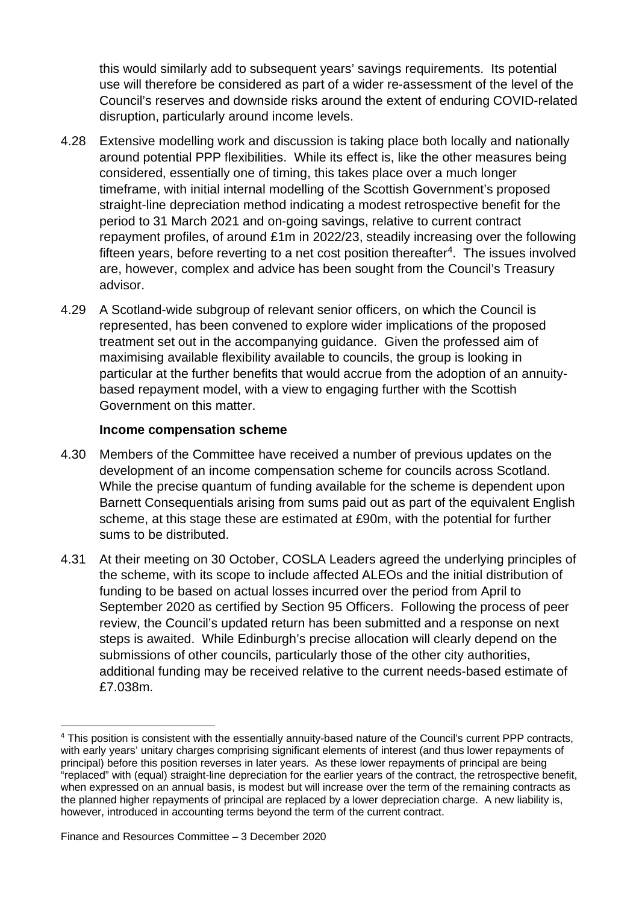this would similarly add to subsequent years' savings requirements. Its potential use will therefore be considered as part of a wider re-assessment of the level of the Council's reserves and downside risks around the extent of enduring COVID-related disruption, particularly around income levels.

4.28 Extensive modelling work and discussion is taking place both locally and nationally around potential PPP flexibilities. While its effect is, like the other measures being considered, essentially one of timing, this takes place over a much longer timeframe, with initial internal modelling of the Scottish Government's proposed straight-line depreciation method indicating a modest retrospective benefit for the period to 31 March 2021 and on-going savings, relative to current contract repayment profiles, of around £1m in 2022/23, steadily increasing over the following fifteen years, before reverting to a net cost position thereafter[4]. The issues involved are, however, complex and advice has been sought from the Council's Treasury advisor.

4.29 A Scotland-wide subgroup of relevant senior officers, on which the Council is represented, has been convened to explore wider implications of the proposed treatment set out in the accompanying guidance. Given the professed aim of maximising available flexibility available to councils, the group is looking in particular at the further benefits that would accrue from the adoption of an annuity-based repayment model, with a view to engaging further with the Scottish Government on this matter.

**Income compensation scheme**

4.30 Members of the Committee have received a number of previous updates on the development of an income compensation scheme for councils across Scotland. While the precise quantum of funding available for the scheme is dependent upon Barnett Consequentials arising from sums paid out as part of the equivalent English scheme, at this stage these are estimated at £90m, with the potential for further sums to be distributed.

4.31 At their meeting on 30 October, COSLA Leaders agreed the underlying principles of the scheme, with its scope to include affected ALEOs and the initial distribution of funding to be based on actual losses incurred over the period from April to September 2020 as certified by Section 95 Officers. Following the process of peer review, the Council's updated return has been submitted and a response on next steps is awaited. While Edinburgh's precise allocation will clearly depend on the submissions of other councils, particularly those of the other city authorities, additional funding may be received relative to the current needs-based estimate of £7.038m.

---

[4] This position is consistent with the essentially annuity-based nature of the Council's current PPP contracts, with early years' unitary charges comprising significant elements of interest (and thus lower repayments of principal) before this position reverses in later years. As these lower repayments of principal are being "replaced" with (equal) straight-line depreciation for the earlier years of the contract, the retrospective benefit, when expressed on an annual basis, is modest but will increase over the term of the remaining contracts as the planned higher repayments of principal are replaced by a lower depreciation charge. A new liability is, however, introduced in accounting terms beyond the term of the current contract.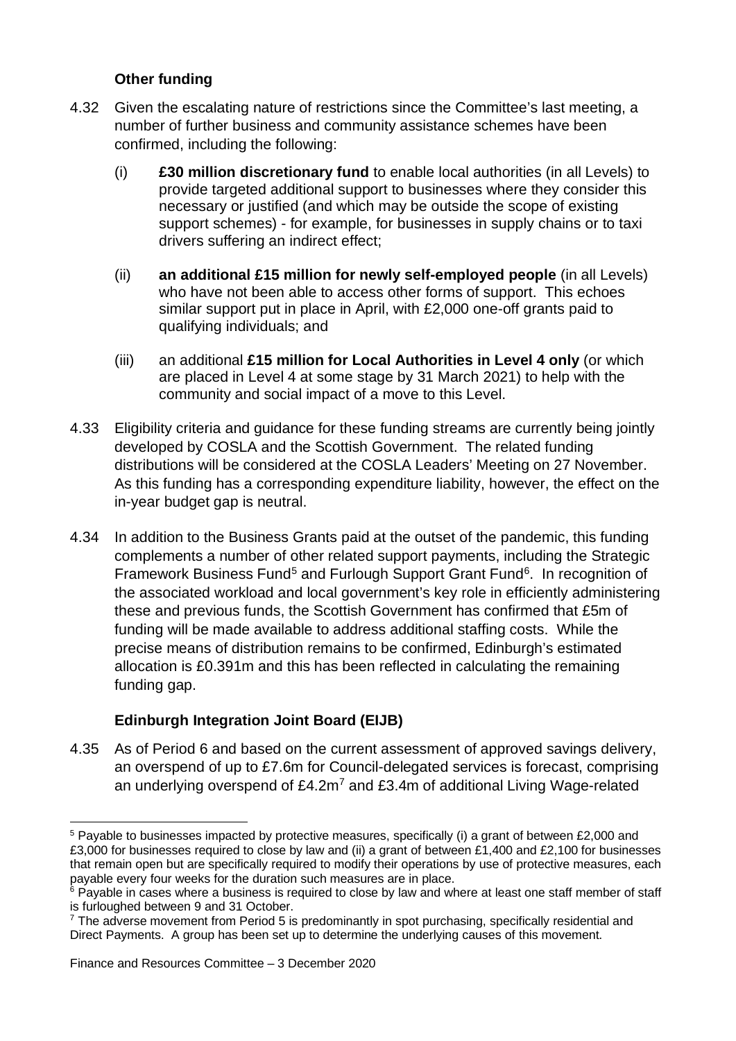### Other funding

4.32 Given the escalating nature of restrictions since the Committee's last meeting, a number of further business and community assistance schemes have been confirmed, including the following:

(i) **£30 million discretionary fund** to enable local authorities (in all Levels) to provide targeted additional support to businesses where they consider this necessary or justified (and which may be outside the scope of existing support schemes) - for example, for businesses in supply chains or to taxi drivers suffering an indirect effect;

(ii) **an additional £15 million for newly self-employed people** (in all Levels) who have not been able to access other forms of support. This echoes similar support put in place in April, with £2,000 one-off grants paid to qualifying individuals; and

(iii) an additional **£15 million for Local Authorities in Level 4 only** (or which are placed in Level 4 at some stage by 31 March 2021) to help with the community and social impact of a move to this Level.

4.33 Eligibility criteria and guidance for these funding streams are currently being jointly developed by COSLA and the Scottish Government. The related funding distributions will be considered at the COSLA Leaders' Meeting on 27 November. As this funding has a corresponding expenditure liability, however, the effect on the in-year budget gap is neutral.

4.34 In addition to the Business Grants paid at the outset of the pandemic, this funding complements a number of other related support payments, including the Strategic Framework Business Fund[5] and Furlough Support Grant Fund[6]. In recognition of the associated workload and local government's key role in efficiently administering these and previous funds, the Scottish Government has confirmed that £5m of funding will be made available to address additional staffing costs. While the precise means of distribution remains to be confirmed, Edinburgh's estimated allocation is £0.391m and this has been reflected in calculating the remaining funding gap.

### Edinburgh Integration Joint Board (EIJB)

4.35 As of Period 6 and based on the current assessment of approved savings delivery, an overspend of up to £7.6m for Council-delegated services is forecast, comprising an underlying overspend of £4.2m[7] and £3.4m of additional Living Wage-related

---

[5] Payable to businesses impacted by protective measures, specifically (i) a grant of between £2,000 and £3,000 for businesses required to close by law and (ii) a grant of between £1,400 and £2,100 for businesses that remain open but are specifically required to modify their operations by use of protective measures, each payable every four weeks for the duration such measures are in place.

[6] Payable in cases where a business is required to close by law and where at least one staff member of staff is furloughed between 9 and 31 October.

[7] The adverse movement from Period 5 is predominantly in spot purchasing, specifically residential and Direct Payments. A group has been set up to determine the underlying causes of this movement.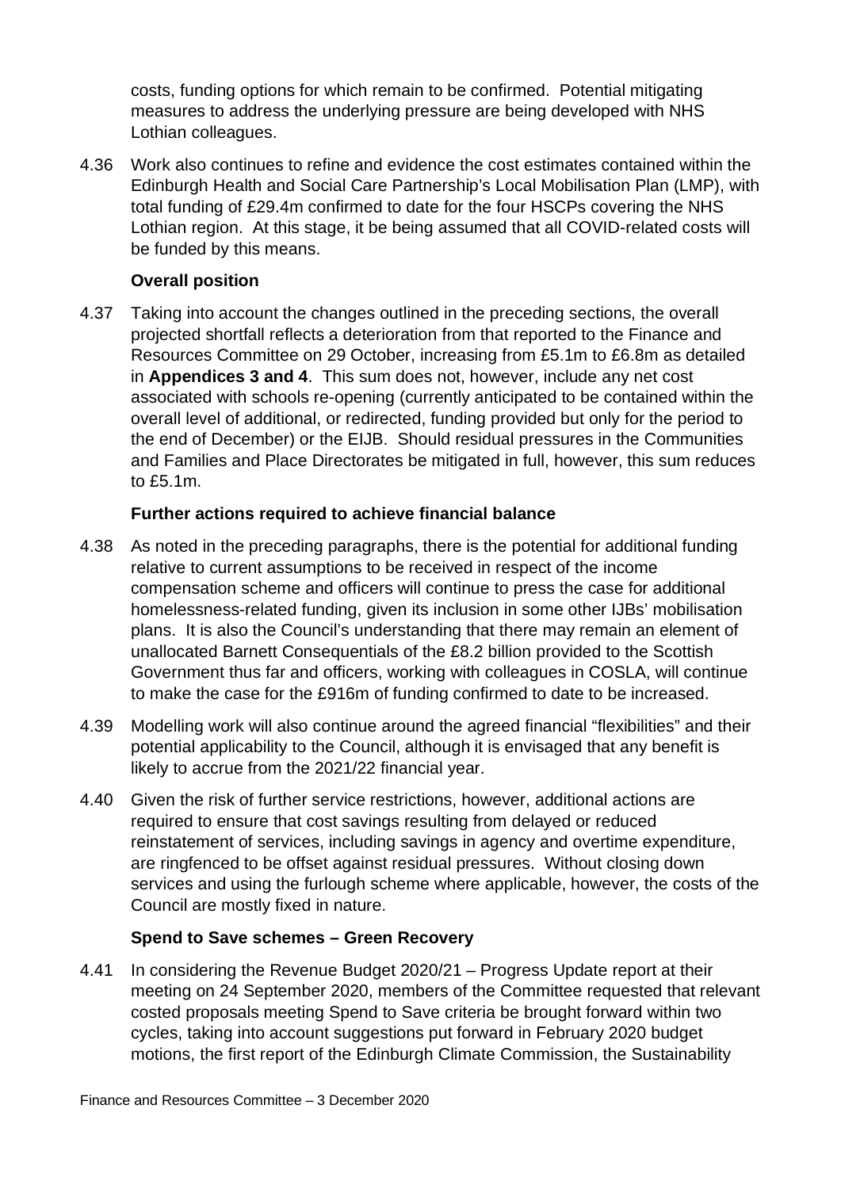costs, funding options for which remain to be confirmed. Potential mitigating measures to address the underlying pressure are being developed with NHS Lothian colleagues.

4.36 Work also continues to refine and evidence the cost estimates contained within the Edinburgh Health and Social Care Partnership's Local Mobilisation Plan (LMP), with total funding of £29.4m confirmed to date for the four HSCPs covering the NHS Lothian region. At this stage, it be being assumed that all COVID-related costs will be funded by this means.

**Overall position**

4.37 Taking into account the changes outlined in the preceding sections, the overall projected shortfall reflects a deterioration from that reported to the Finance and Resources Committee on 29 October, increasing from £5.1m to £6.8m as detailed in **Appendices 3 and 4**. This sum does not, however, include any net cost associated with schools re-opening (currently anticipated to be contained within the overall level of additional, or redirected, funding provided but only for the period to the end of December) or the EIJB. Should residual pressures in the Communities and Families and Place Directorates be mitigated in full, however, this sum reduces to £5.1m.

**Further actions required to achieve financial balance**

4.38 As noted in the preceding paragraphs, there is the potential for additional funding relative to current assumptions to be received in respect of the income compensation scheme and officers will continue to press the case for additional homelessness-related funding, given its inclusion in some other IJBs' mobilisation plans. It is also the Council's understanding that there may remain an element of unallocated Barnett Consequentials of the £8.2 billion provided to the Scottish Government thus far and officers, working with colleagues in COSLA, will continue to make the case for the £916m of funding confirmed to date to be increased.

4.39 Modelling work will also continue around the agreed financial "flexibilities" and their potential applicability to the Council, although it is envisaged that any benefit is likely to accrue from the 2021/22 financial year.

4.40 Given the risk of further service restrictions, however, additional actions are required to ensure that cost savings resulting from delayed or reduced reinstatement of services, including savings in agency and overtime expenditure, are ringfenced to be offset against residual pressures. Without closing down services and using the furlough scheme where applicable, however, the costs of the Council are mostly fixed in nature.

**Spend to Save schemes – Green Recovery**

4.41 In considering the Revenue Budget 2020/21 – Progress Update report at their meeting on 24 September 2020, members of the Committee requested that relevant costed proposals meeting Spend to Save criteria be brought forward within two cycles, taking into account suggestions put forward in February 2020 budget motions, the first report of the Edinburgh Climate Commission, the Sustainability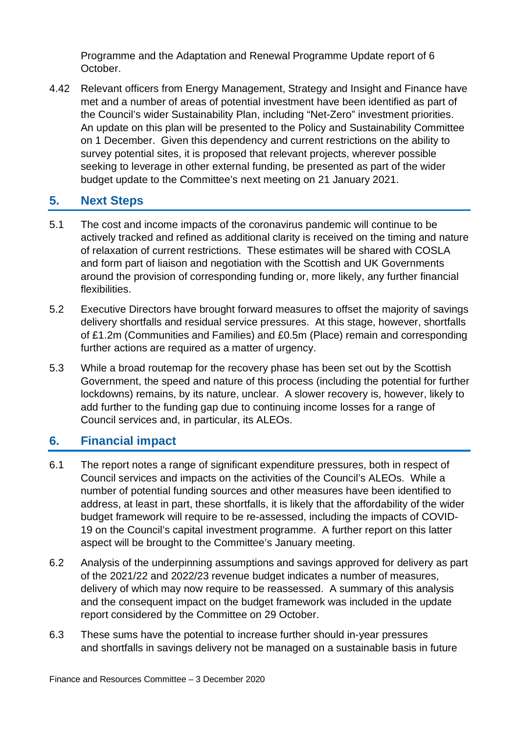Programme and the Adaptation and Renewal Programme Update report of 6 October.

4.42 Relevant officers from Energy Management, Strategy and Insight and Finance have met and a number of areas of potential investment have been identified as part of the Council's wider Sustainability Plan, including "Net-Zero" investment priorities. An update on this plan will be presented to the Policy and Sustainability Committee on 1 December. Given this dependency and current restrictions on the ability to survey potential sites, it is proposed that relevant projects, wherever possible seeking to leverage in other external funding, be presented as part of the wider budget update to the Committee's next meeting on 21 January 2021.

## 5. Next Steps

5.1 The cost and income impacts of the coronavirus pandemic will continue to be actively tracked and refined as additional clarity is received on the timing and nature of relaxation of current restrictions. These estimates will be shared with COSLA and form part of liaison and negotiation with the Scottish and UK Governments around the provision of corresponding funding or, more likely, any further financial flexibilities.

5.2 Executive Directors have brought forward measures to offset the majority of savings delivery shortfalls and residual service pressures. At this stage, however, shortfalls of £1.2m (Communities and Families) and £0.5m (Place) remain and corresponding further actions are required as a matter of urgency.

5.3 While a broad routemap for the recovery phase has been set out by the Scottish Government, the speed and nature of this process (including the potential for further lockdowns) remains, by its nature, unclear. A slower recovery is, however, likely to add further to the funding gap due to continuing income losses for a range of Council services and, in particular, its ALEOs.

## 6. Financial impact

6.1 The report notes a range of significant expenditure pressures, both in respect of Council services and impacts on the activities of the Council's ALEOs. While a number of potential funding sources and other measures have been identified to address, at least in part, these shortfalls, it is likely that the affordability of the wider budget framework will require to be re-assessed, including the impacts of COVID-19 on the Council's capital investment programme. A further report on this latter aspect will be brought to the Committee's January meeting.

6.2 Analysis of the underpinning assumptions and savings approved for delivery as part of the 2021/22 and 2022/23 revenue budget indicates a number of measures, delivery of which may now require to be reassessed. A summary of this analysis and the consequent impact on the budget framework was included in the update report considered by the Committee on 29 October.

6.3 These sums have the potential to increase further should in-year pressures and shortfalls in savings delivery not be managed on a sustainable basis in future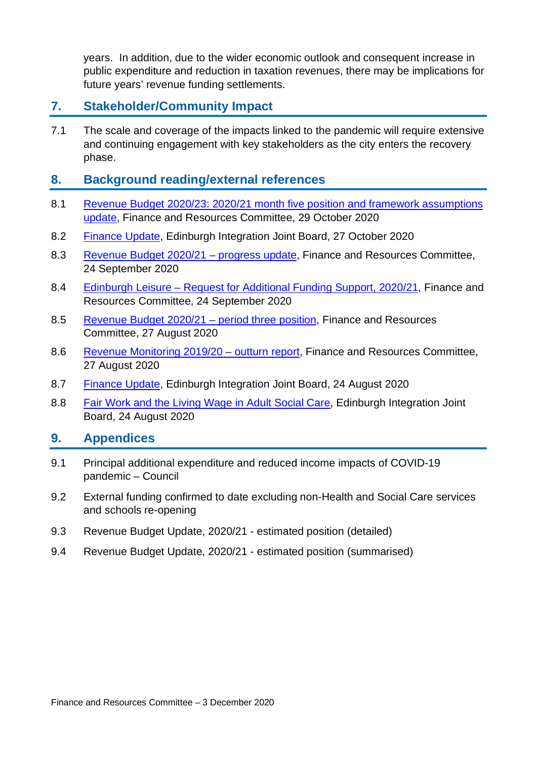years. In addition, due to the wider economic outlook and consequent increase in public expenditure and reduction in taxation revenues, there may be implications for future years' revenue funding settlements.

## 7. Stakeholder/Community Impact

7.1 The scale and coverage of the impacts linked to the pandemic will require extensive and continuing engagement with key stakeholders as the city enters the recovery phase.

## 8. Background reading/external references

8.1 Revenue Budget 2020/23: 2020/21 month five position and framework assumptions update, Finance and Resources Committee, 29 October 2020

8.2 Finance Update, Edinburgh Integration Joint Board, 27 October 2020

8.3 Revenue Budget 2020/21 – progress update, Finance and Resources Committee, 24 September 2020

8.4 Edinburgh Leisure – Request for Additional Funding Support, 2020/21, Finance and Resources Committee, 24 September 2020

8.5 Revenue Budget 2020/21 – period three position, Finance and Resources Committee, 27 August 2020

8.6 Revenue Monitoring 2019/20 – outturn report, Finance and Resources Committee, 27 August 2020

8.7 Finance Update, Edinburgh Integration Joint Board, 24 August 2020

8.8 Fair Work and the Living Wage in Adult Social Care, Edinburgh Integration Joint Board, 24 August 2020

## 9. Appendices

9.1 Principal additional expenditure and reduced income impacts of COVID-19 pandemic – Council

9.2 External funding confirmed to date excluding non-Health and Social Care services and schools re-opening

9.3 Revenue Budget Update, 2020/21 - estimated position (detailed)

9.4 Revenue Budget Update, 2020/21 - estimated position (summarised)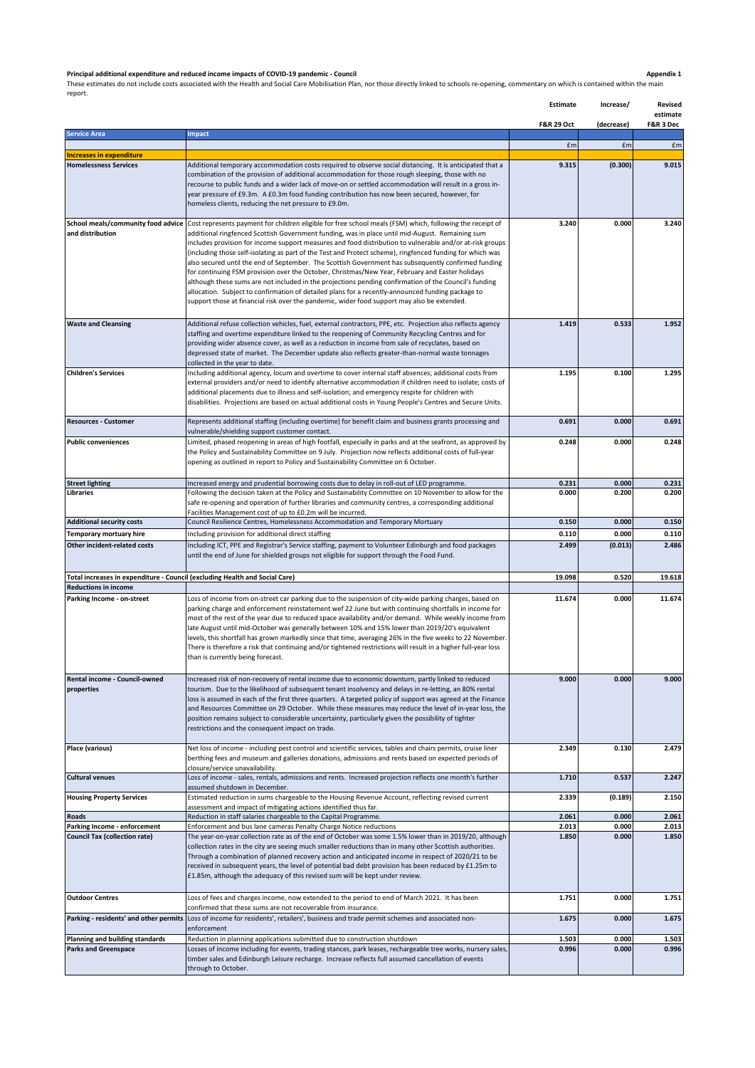**Principal additional expenditure and reduced income impacts of COVID-19 pandemic - Council** **Appendix 1**

These estimates do not include costs associated with the Health and Social Care Mobilisation Plan, nor those directly linked to schools re-opening, commentary on which is contained within the main report.

| Service Area | Impact | Estimate F&R 29 Oct | Increase/ (decrease) | Revised estimate F&R 3 Dec |
|---|---|---|---|---|
| | | £m | £m | £m |
| **Increases in expenditure** | | | | |
| **Homelessness Services** | Additional temporary accommodation costs required to observe social distancing. It is anticipated that a combination of the provision of additional accommodation for those rough sleeping, those with no recourse to public funds and a wider lack of move-on or settled accommodation will result in a gross in-year pressure of £9.3m. A £0.3m food funding contribution has now been secured, however, for homeless clients, reducing the net pressure to £9.0m. | 9.315 | (0.300) | 9.015 |
| **School meals/community food advice and distribution** | Cost represents payment for children eligible for free school meals (FSM) which, following the receipt of additional ringfenced Scottish Government funding, was in place until mid-August. Remaining sum includes provision for income support measures and food distribution to vulnerable and/or at-risk groups (including those self-isolating as part of the Test and Protect scheme), ringfenced funding for which was also secured until the end of September. The Scottish Government has subsequently confirmed funding for continuing FSM provision over the October, Christmas/New Year, February and Easter holidays although these sums are not included in the projections pending confirmation of the Council's funding allocation. Subject to confirmation of detailed plans for a recently-announced funding package to support those at financial risk over the pandemic, wider food support may also be extended. | 3.240 | 0.000 | 3.240 |
| **Waste and Cleansing** | Additional refuse collection vehicles, fuel, external contractors, PPE, etc. Projection also reflects agency staffing and overtime expenditure linked to the reopening of Community Recycling Centres and for providing wider absence cover, as well as a reduction in income from sale of recyclates, based on depressed state of market. The December update also reflects greater-than-normal waste tonnages collected in the year to date. | 1.419 | 0.533 | 1.952 |
| **Children's Services** | Including additional agency, locum and overtime to cover internal staff absences; additional costs from external providers and/or need to identify alternative accommodation if children need to isolate; costs of additional placements due to illness and self-isolation; and emergency respite for children with disabilities. Projections are based on actual additional costs in Young People's Centres and Secure Units. | 1.195 | 0.100 | 1.295 |
| **Resources - Customer** | Represents additional staffing (including overtime) for benefit claim and business grants processing and vulnerable/shielding support customer contact. | 0.691 | 0.000 | 0.691 |
| **Public conveniences** | Limited, phased reopening in areas of high footfall, especially in parks and at the seafront, as approved by the Policy and Sustainability Committee on 9 July. Projection now reflects additional costs of full-year opening as outlined in report to Policy and Sustainability Committee on 6 October. | 0.248 | 0.000 | 0.248 |
| **Street lighting** | Increased energy and prudential borrowing costs due to delay in roll-out of LED programme. | 0.231 | 0.000 | 0.231 |
| **Libraries** | Following the decision taken at the Policy and Sustainability Committee on 10 November to allow for the safe re-opening and operation of further libraries and community centres, a corresponding additional Facilities Management cost of up to £0.2m will be incurred. | 0.000 | 0.200 | 0.200 |
| **Additional security costs** | Council Resilience Centres, Homelessness Accommodation and Temporary Mortuary | 0.150 | 0.000 | 0.150 |
| **Temporary mortuary hire** | Including provision for additional direct staffing | 0.110 | 0.000 | 0.110 |
| **Other incident-related costs** | Including ICT, PPE and Registrar's Service staffing, payment to Volunteer Edinburgh and food packages until the end of June for shielded groups not eligible for support through the Food Fund. | 2.499 | (0.013) | 2.486 |
| **Total increases in expenditure - Council (excluding Health and Social Care)** | | 19.098 | 0.520 | 19.618 |
| **Reductions in income** | | | | |
| **Parking Income - on-street** | Loss of income from on-street car parking due to the suspension of city-wide parking charges, based on parking charge and enforcement reinstatement wef 22 June but with continuing shortfalls in income for most of the rest of the year due to reduced space availability and/or demand. While weekly income from late August until mid-October was generally between 10% and 15% lower than 2019/20's equivalent levels, this shortfall has grown markedly since that time, averaging 26% in the five weeks to 22 November. There is therefore a risk that continuing and/or tightened restrictions will result in a higher full-year loss than is currently being forecast. | 11.674 | 0.000 | 11.674 |
| **Rental income - Council-owned properties** | Increased risk of non-recovery of rental income due to economic downturn, partly linked to reduced tourism. Due to the likelihood of subsequent tenant insolvency and delays in re-letting, an 80% rental loss is assumed in each of the first three quarters. A targeted policy of support was agreed at the Finance and Resources Committee on 29 October. While these measures may reduce the level of in-year loss, the position remains subject to considerable uncertainty, particularly given the possibility of tighter restrictions and the consequent impact on trade. | 9.000 | 0.000 | 9.000 |
| **Place (various)** | Net loss of income - including pest control and scientific services, tables and chairs permits, cruise liner berthing fees and museum and galleries donations, admissions and rents based on expected periods of closure/service unavailability. | 2.349 | 0.130 | 2.479 |
| **Cultural venues** | Loss of income - sales, rentals, admissions and rents. Increased projection reflects one month's further assumed shutdown in December. | 1.710 | 0.537 | 2.247 |
| **Housing Property Services** | Estimated reduction in sums chargeable to the Housing Revenue Account, reflecting revised current assessment and impact of mitigating actions identified thus far. | 2.339 | (0.189) | 2.150 |
| **Roads** | Reduction in staff salaries chargeable to the Capital Programme. | 2.061 | 0.000 | 2.061 |
| **Parking Income - enforcement** | Enforcement and bus lane cameras Penalty Charge Notice reductions | 2.013 | 0.000 | 2.013 |
| **Council Tax (collection rate)** | The year-on-year collection rate as of the end of October was some 1.5% lower than in 2019/20, although collection rates in the city are seeing much smaller reductions than in many other Scottish authorities. Through a combination of planned recovery action and anticipated income in respect of 2020/21 to be received in subsequent years, the level of potential bad debt provision has been reduced by £1.25m to £1.85m, although the adequacy of this revised sum will be kept under review. | 1.850 | 0.000 | 1.850 |
| **Outdoor Centres** | Loss of fees and charges income, now extended to the period to end of March 2021. It has been confirmed that these sums are not recoverable from insurance. | 1.751 | 0.000 | 1.751 |
| **Parking - residents' and other permits** | Loss of income for residents', retailers', business and trade permit schemes and associated non-enforcement | 1.675 | 0.000 | 1.675 |
| **Planning and building standards** | Reduction in planning applications submitted due to construction shutdown | 1.503 | 0.000 | 1.503 |
| **Parks and Greenspace** | Losses of income including for events, trading stances, park leases, rechargeable tree works, nursery sales, timber sales and Edinburgh Leisure recharge. Increase reflects full assumed cancellation of events through to October. | 0.996 | 0.000 | 0.996 |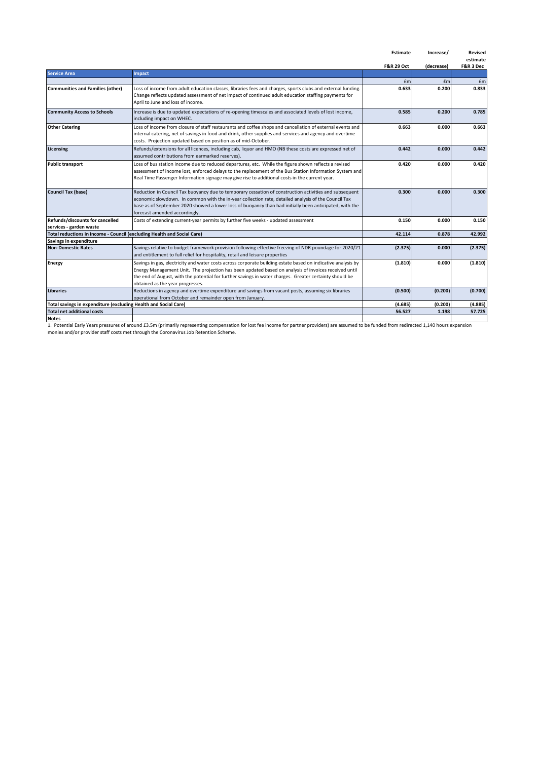| Service Area | Impact | Estimate F&R 29 Oct | Increase/ (decrease) | Revised estimate F&R 3 Dec |
|---|---|---|---|---|
| | | £m | £m | £m |
| **Communities and Families (other)** | Loss of income from adult education classes, libraries fees and charges, sports clubs and external funding. Change reflects updated assessment of net impact of continued adult education staffing payments for April to June and loss of income. | **0.633** | **0.200** | **0.833** |
| **Community Access to Schools** | Increase is due to updated expectations of re-opening timescales and associated levels of lost income, including impact on WHEC. | **0.585** | **0.200** | **0.785** |
| **Other Catering** | Loss of income from closure of staff restaurants and coffee shops and cancellation of external events and internal catering, net of savings in food and drink, other supplies and services and agency and overtime costs. Projection updated based on position as of mid-October. | **0.663** | **0.000** | **0.663** |
| **Licensing** | Refunds/extensions for all licences, including cab, liquor and HMO (NB these costs are expressed net of assumed contributions from earmarked reserves). | **0.442** | **0.000** | **0.442** |
| **Public transport** | Loss of bus station income due to reduced departures, etc. While the figure shown reflects a revised assessment of income lost, enforced delays to the replacement of the Bus Station Information System and Real Time Passenger Information signage may give rise to additional costs in the current year. | **0.420** | **0.000** | **0.420** |
| **Council Tax (base)** | Reduction in Council Tax buoyancy due to temporary cessation of construction activities and subsequent economic slowdown. In common with the in-year collection rate, detailed analysis of the Council Tax base as of September 2020 showed a lower loss of buoyancy than had initially been anticipated, with the forecast amended accordingly. | **0.300** | **0.000** | **0.300** |
| **Refunds/discounts for cancelled services - garden waste** | Costs of extending current-year permits by further five weeks - updated assessment | **0.150** | **0.000** | **0.150** |
| **Total reductions in income - Council (excluding Health and Social Care)** | | **42.114** | **0.878** | **42.992** |
| **Savings in expenditure** | | | | |
| **Non-Domestic Rates** | Savings relative to budget framework provision following effective freezing of NDR poundage for 2020/21 and entitlement to full relief for hospitality, retail and leisure properties | **(2.375)** | **0.000** | **(2.375)** |
| **Energy** | Savings in gas, electricity and water costs across corporate building estate based on indicative analysis by Energy Management Unit. The projection has been updated based on analysis of invoices received until the end of August, with the potential for further savings in water charges. Greater certainty should be obtained as the year progresses. | **(1.810)** | **0.000** | **(1.810)** |
| **Libraries** | Reductions in agency and overtime expenditure and savings from vacant posts, assuming six libraries operational from October and remainder open from January. | **(0.500)** | **(0.200)** | **(0.700)** |
| **Total savings in expenditure (excluding Health and Social Care)** | | **(4.685)** | **(0.200)** | **(4.885)** |
| **Total net additional costs** | | **56.527** | **1.198** | **57.725** |
| **Notes** | | | | |

1. Potential Early Years pressures of around £3.5m (primarily representing compensation for lost fee income for partner providers) are assumed to be funded from redirected 1,140 hours expansion monies and/or provider staff costs met through the Coronavirus Job Retention Scheme.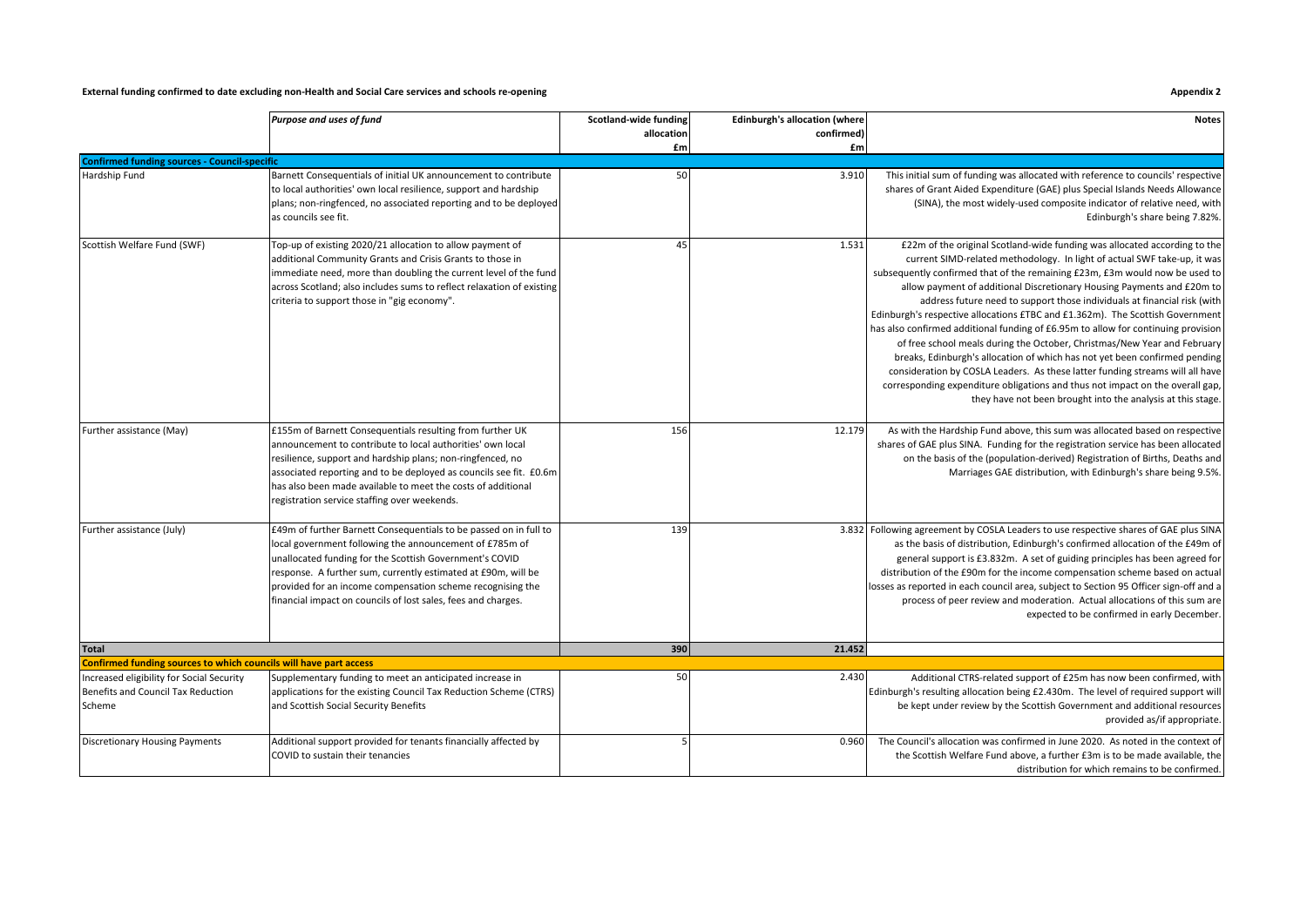**External funding confirmed to date excluding non-Health and Social Care services and schools re-opening**

**Appendix 2**

| | *Purpose and uses of fund* | Scotland-wide funding allocation £m | Edinburgh's allocation (where confirmed) £m | Notes |
|---|---|---|---|---|
| **Confirmed funding sources - Council-specific** | | | | |
| Hardship Fund | Barnett Consequentials of initial UK announcement to contribute to local authorities' own local resilience, support and hardship plans; non-ringfenced, no associated reporting and to be deployed as councils see fit. | 50 | 3.910 | This initial sum of funding was allocated with reference to councils' respective shares of Grant Aided Expenditure (GAE) plus Special Islands Needs Allowance (SINA), the most widely-used composite indicator of relative need, with Edinburgh's share being 7.82%. |
| Scottish Welfare Fund (SWF) | Top-up of existing 2020/21 allocation to allow payment of additional Community Grants and Crisis Grants to those in immediate need, more than doubling the current level of the fund across Scotland; also includes sums to reflect relaxation of existing criteria to support those in "gig economy". | 45 | 1.531 | £22m of the original Scotland-wide funding was allocated according to the current SIMD-related methodology. In light of actual SWF take-up, it was subsequently confirmed that of the remaining £23m, £3m would now be used to allow payment of additional Discretionary Housing Payments and £20m to address future need to support those individuals at financial risk (with Edinburgh's respective allocations £TBC and £1.362m). The Scottish Government has also confirmed additional funding of £6.95m to allow for continuing provision of free school meals during the October, Christmas/New Year and February breaks, Edinburgh's allocation of which has not yet been confirmed pending consideration by COSLA Leaders. As these latter funding streams will all have corresponding expenditure obligations and thus not impact on the overall gap, they have not been brought into the analysis at this stage. |
| Further assistance (May) | £155m of Barnett Consequentials resulting from further UK announcement to contribute to local authorities' own local resilience, support and hardship plans; non-ringfenced, no associated reporting and to be deployed as councils see fit. £0.6m has also been made available to meet the costs of additional registration service staffing over weekends. | 156 | 12.179 | As with the Hardship Fund above, this sum was allocated based on respective shares of GAE plus SINA. Funding for the registration service has been allocated on the basis of the (population-derived) Registration of Births, Deaths and Marriages GAE distribution, with Edinburgh's share being 9.5%. |
| Further assistance (July) | £49m of further Barnett Consequentials to be passed on in full to local government following the announcement of £785m of unallocated funding for the Scottish Government's COVID response. A further sum, currently estimated at £90m, will be provided for an income compensation scheme recognising the financial impact on councils of lost sales, fees and charges. | 139 | 3.832 | Following agreement by COSLA Leaders to use respective shares of GAE plus SINA as the basis of distribution, Edinburgh's confirmed allocation of the £49m of general support is £3.832m. A set of guiding principles has been agreed for distribution of the £90m for the income compensation scheme based on actual losses as reported in each council area, subject to Section 95 Officer sign-off and a process of peer review and moderation. Actual allocations of this sum are expected to be confirmed in early December. |
| **Total** | | **390** | **21.452** | |
| **Confirmed funding sources to which councils will have part access** | | | | |
| Increased eligibility for Social Security Benefits and Council Tax Reduction Scheme | Supplementary funding to meet an anticipated increase in applications for the existing Council Tax Reduction Scheme (CTRS) and Scottish Social Security Benefits | 50 | 2.430 | Additional CTRS-related support of £25m has now been confirmed, with Edinburgh's resulting allocation being £2.430m. The level of required support will be kept under review by the Scottish Government and additional resources provided as/if appropriate. |
| Discretionary Housing Payments | Additional support provided for tenants financially affected by COVID to sustain their tenancies | 5 | 0.960 | The Council's allocation was confirmed in June 2020. As noted in the context of the Scottish Welfare Fund above, a further £3m is to be made available, the distribution for which remains to be confirmed. |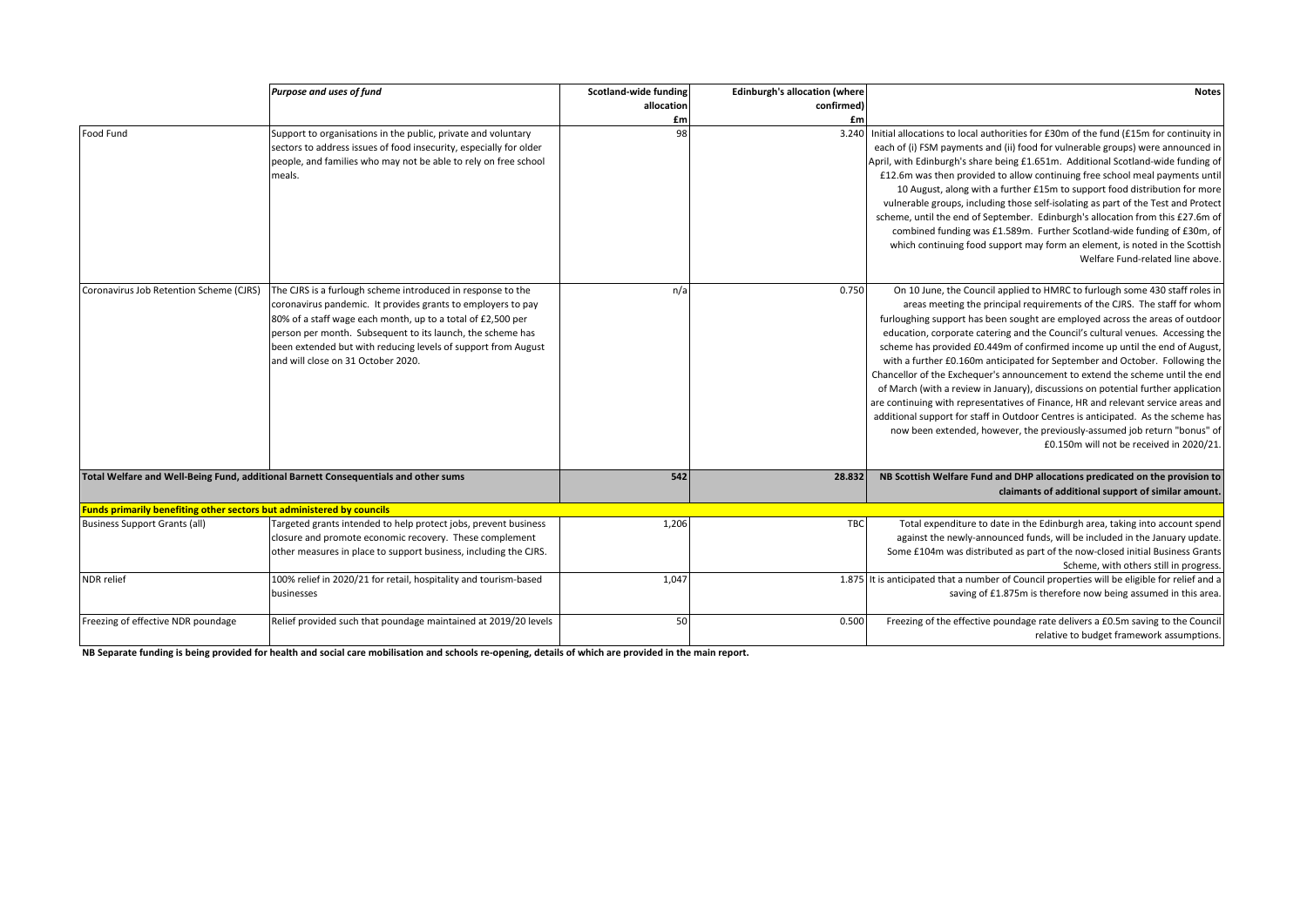| | *Purpose and uses of fund* | Scotland-wide funding allocation £m | Edinburgh's allocation (where confirmed) £m | Notes |
|---|---|---|---|---|
| Food Fund | Support to organisations in the public, private and voluntary sectors to address issues of food insecurity, especially for older people, and families who may not be able to rely on free school meals. | 98 | 3.240 | Initial allocations to local authorities for £30m of the fund (£15m for continuity in each of (i) FSM payments and (ii) food for vulnerable groups) were announced in April, with Edinburgh's share being £1.651m. Additional Scotland-wide funding of £12.6m was then provided to allow continuing free school meal payments until 10 August, along with a further £15m to support food distribution for more vulnerable groups, including those self-isolating as part of the Test and Protect scheme, until the end of September. Edinburgh's allocation from this £27.6m of combined funding was £1.589m. Further Scotland-wide funding of £30m, of which continuing food support may form an element, is noted in the Scottish Welfare Fund-related line above. |
| Coronavirus Job Retention Scheme (CJRS) | The CJRS is a furlough scheme introduced in response to the coronavirus pandemic. It provides grants to employers to pay 80% of a staff wage each month, up to a total of £2,500 per person per month. Subsequent to its launch, the scheme has been extended but with reducing levels of support from August and will close on 31 October 2020. | n/a | 0.750 | On 10 June, the Council applied to HMRC to furlough some 430 staff roles in areas meeting the principal requirements of the CJRS. The staff for whom furloughing support has been sought are employed across the areas of outdoor education, corporate catering and the Council's cultural venues. Accessing the scheme has provided £0.449m of confirmed income up until the end of August, with a further £0.160m anticipated for September and October. Following the Chancellor of the Exchequer's announcement to extend the scheme until the end of March (with a review in January), discussions on potential further application are continuing with representatives of Finance, HR and relevant service areas and additional support for staff in Outdoor Centres is anticipated. As the scheme has now been extended, however, the previously-assumed job return "bonus" of £0.150m will not be received in 2020/21. |
| **Total Welfare and Well-Being Fund, additional Barnett Consequentials and other sums** | | **542** | **28.832** | **NB Scottish Welfare Fund and DHP allocations predicated on the provision to claimants of additional support of similar amount.** |
| **Funds primarily benefiting other sectors but administered by councils** | | | | |
| Business Support Grants (all) | Targeted grants intended to help protect jobs, prevent business closure and promote economic recovery. These complement other measures in place to support business, including the CJRS. | 1,206 | TBC | Total expenditure to date in the Edinburgh area, taking into account spend against the newly-announced funds, will be included in the January update. Some £104m was distributed as part of the now-closed initial Business Grants Scheme, with others still in progress. |
| NDR relief | 100% relief in 2020/21 for retail, hospitality and tourism-based businesses | 1,047 | 1.875 | It is anticipated that a number of Council properties will be eligible for relief and a saving of £1.875m is therefore now being assumed in this area. |
| Freezing of effective NDR poundage | Relief provided such that poundage maintained at 2019/20 levels | 50 | 0.500 | Freezing of the effective poundage rate delivers a £0.5m saving to the Council relative to budget framework assumptions. |

**NB Separate funding is being provided for health and social care mobilisation and schools re-opening, details of which are provided in the main report.**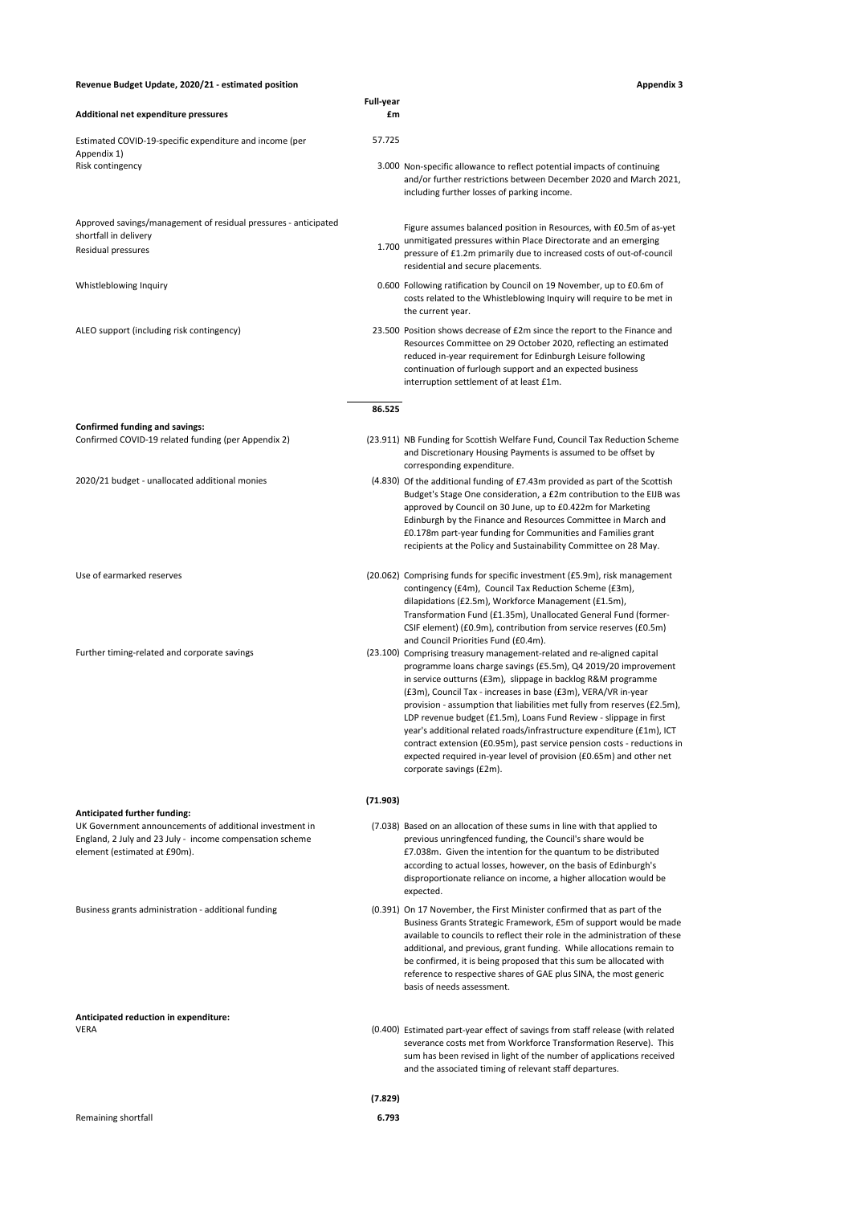**Revenue Budget Update, 2020/21 - estimated position** | **Appendix 3**

| **Additional net expenditure pressures** | **Full-year £m** | |
|---|---|---|
| Estimated COVID-19-specific expenditure and income (per Appendix 1) | 57.725 | |
| Risk contingency | 3.000 | Non-specific allowance to reflect potential impacts of continuing and/or further restrictions between December 2020 and March 2021, including further losses of parking income. |
| Approved savings/management of residual pressures - anticipated shortfall in delivery<br>Residual pressures | 1.700 | Figure assumes balanced position in Resources, with £0.5m of as-yet unmitigated pressures within Place Directorate and an emerging pressure of £1.2m primarily due to increased costs of out-of-council residential and secure placements. |
| Whistleblowing Inquiry | 0.600 | Following ratification by Council on 19 November, up to £0.6m of costs related to the Whistleblowing Inquiry will require to be met in the current year. |
| ALEO support (including risk contingency) | 23.500 | Position shows decrease of £2m since the report to the Finance and Resources Committee on 29 October 2020, reflecting an estimated reduced in-year requirement for Edinburgh Leisure following continuation of furlough support and an expected business interruption settlement of at least £1m. |
| | **86.525** | |
| **Confirmed funding and savings:** | | |
| Confirmed COVID-19 related funding (per Appendix 2) | (23.911) | NB Funding for Scottish Welfare Fund, Council Tax Reduction Scheme and Discretionary Housing Payments is assumed to be offset by corresponding expenditure. |
| 2020/21 budget - unallocated additional monies | (4.830) | Of the additional funding of £7.43m provided as part of the Scottish Budget's Stage One consideration, a £2m contribution to the EIJB was approved by Council on 30 June, up to £0.422m for Marketing Edinburgh by the Finance and Resources Committee in March and £0.178m part-year funding for Communities and Families grant recipients at the Policy and Sustainability Committee on 28 May. |
| Use of earmarked reserves | (20.062) | Comprising funds for specific investment (£5.9m), risk management contingency (£4m), Council Tax Reduction Scheme (£3m), dilapidations (£2.5m), Workforce Management (£1.5m), Transformation Fund (£1.35m), Unallocated General Fund (former-CSIF element) (£0.9m), contribution from service reserves (£0.5m) and Council Priorities Fund (£0.4m). |
| Further timing-related and corporate savings | (23.100) | Comprising treasury management-related and re-aligned capital programme loans charge savings (£5.5m), Q4 2019/20 improvement in service outturns (£3m), slippage in backlog R&M programme (£3m), Council Tax - increases in base (£3m), VERA/VR in-year provision - assumption that liabilities met fully from reserves (£2.5m), LDP revenue budget (£1.5m), Loans Fund Review - slippage in first year's additional related roads/infrastructure expenditure (£1m), ICT contract extension (£0.95m), past service pension costs - reductions in expected required in-year level of provision (£0.65m) and other net corporate savings (£2m). |
| | **(71.903)** | |
| **Anticipated further funding:** | | |
| UK Government announcements of additional investment in England, 2 July and 23 July - income compensation scheme element (estimated at £90m). | (7.038) | Based on an allocation of these sums in line with that applied to previous unringfenced funding, the Council's share would be £7.038m. Given the intention for the quantum to be distributed according to actual losses, however, on the basis of Edinburgh's disproportionate reliance on income, a higher allocation would be expected. |
| Business grants administration - additional funding | (0.391) | On 17 November, the First Minister confirmed that as part of the Business Grants Strategic Framework, £5m of support would be made available to councils to reflect their role in the administration of these additional, and previous, grant funding. While allocations remain to be confirmed, it is being proposed that this sum be allocated with reference to respective shares of GAE plus SINA, the most generic basis of needs assessment. |
| **Anticipated reduction in expenditure:** | | |
| VERA | (0.400) | Estimated part-year effect of savings from staff release (with related severance costs met from Workforce Transformation Reserve). This sum has been revised in light of the number of applications received and the associated timing of relevant staff departures. |
| | **(7.829)** | |
| Remaining shortfall | **6.793** | |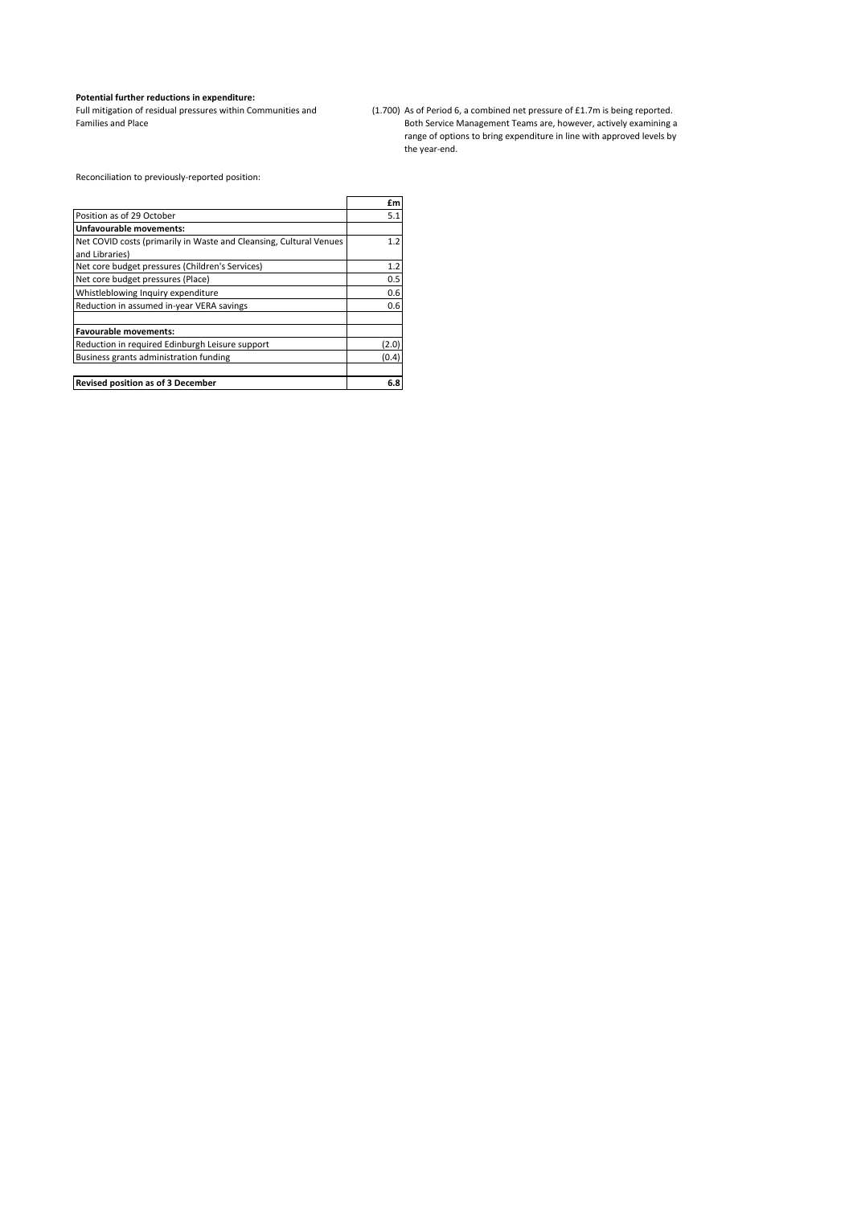**Potential further reductions in expenditure:**

Full mitigation of residual pressures within Communities and Families and Place (1.700) As of Period 6, a combined net pressure of £1.7m is being reported. Both Service Management Teams are, however, actively examining a range of options to bring expenditure in line with approved levels by the year-end.

Reconciliation to previously-reported position:

| | £m |
|---|---|
| Position as of 29 October | 5.1 |
| **Unfavourable movements:** | |
| Net COVID costs (primarily in Waste and Cleansing, Cultural Venues and Libraries) | 1.2 |
| Net core budget pressures (Children's Services) | 1.2 |
| Net core budget pressures (Place) | 0.5 |
| Whistleblowing Inquiry expenditure | 0.6 |
| Reduction in assumed in-year VERA savings | 0.6 |
| | |
| **Favourable movements:** | |
| Reduction in required Edinburgh Leisure support | (2.0) |
| Business grants administration funding | (0.4) |
| | |
| **Revised position as of 3 December** | **6.8** |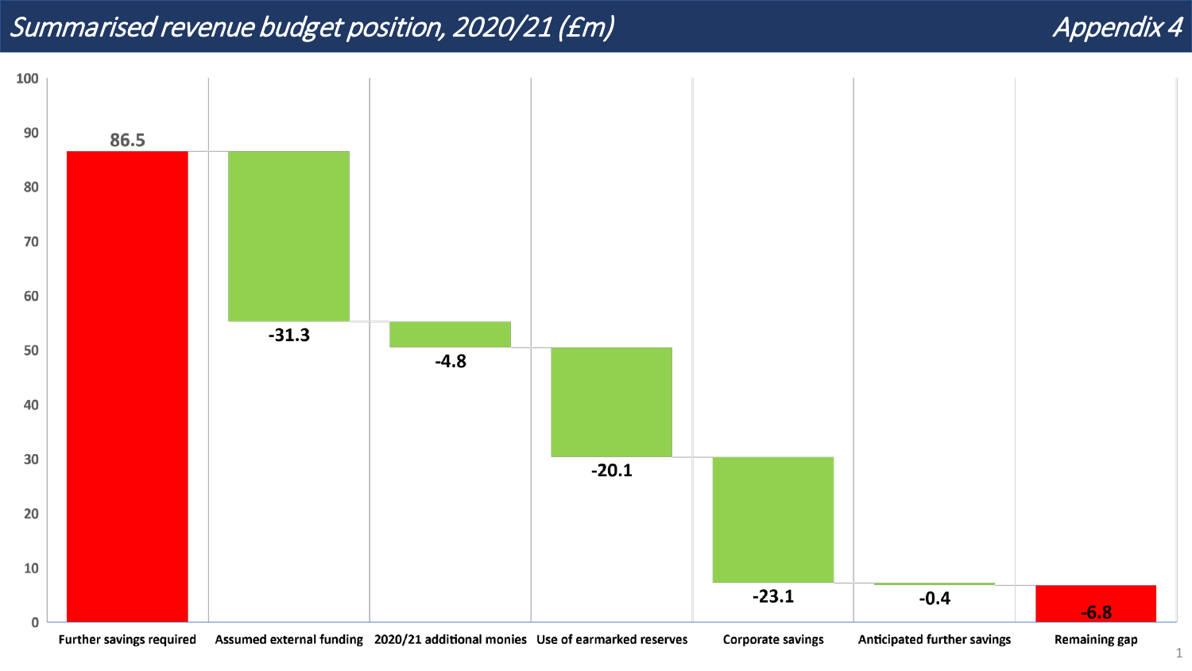# *Summarised revenue budget position, 2020/21 (£m)*

*Appendix 4*

100
90
80
70
60
50
40
30
20
10
0

86.5
-31.3
-4.8
-20.1
-23.1
-0.4
-6.8

Further savings required
Assumed external funding
2020/21 additional monies
Use of earmarked reserves
Corporate savings
Anticipated further savings
Remaining gap